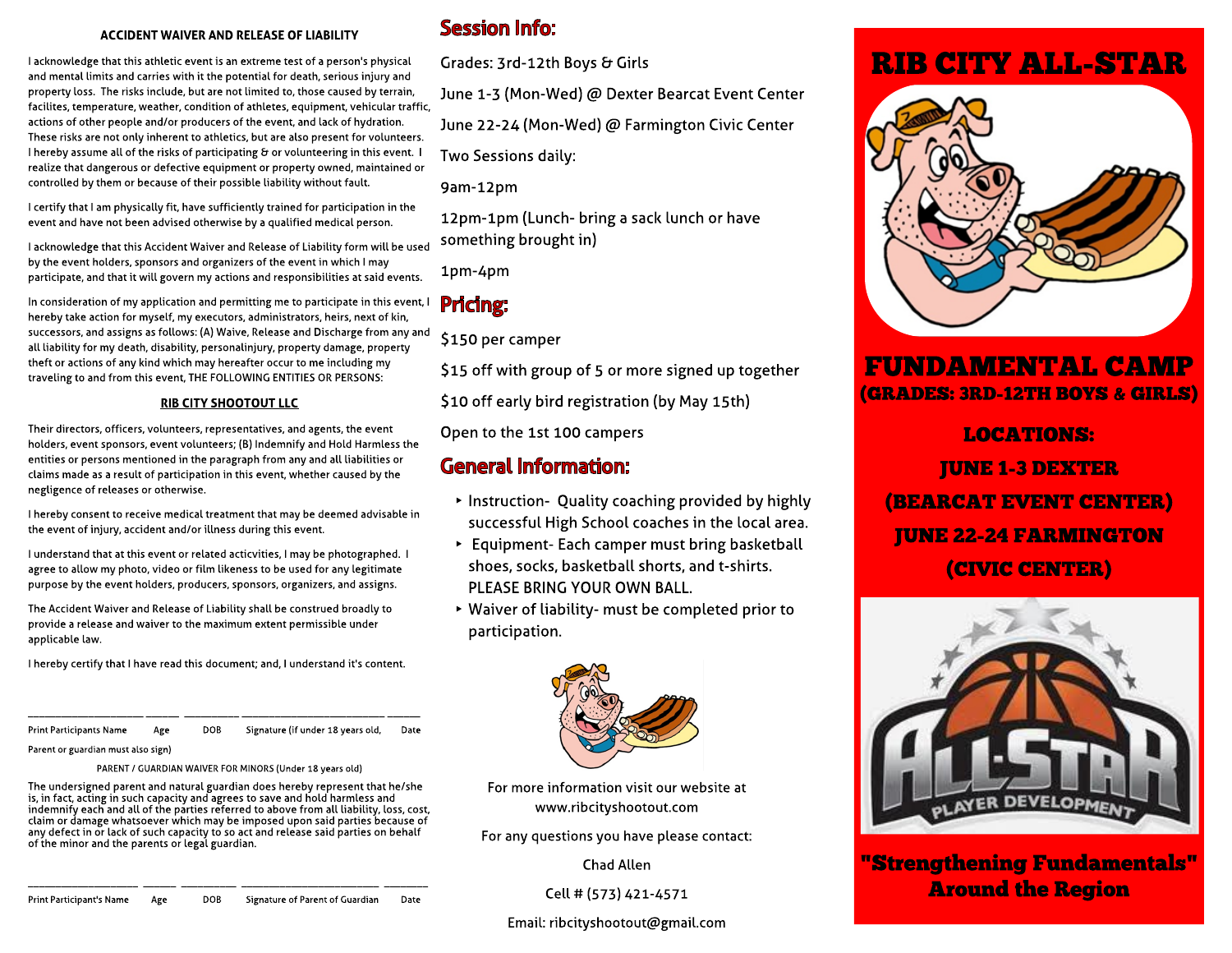## ACCIDENT WAIVER AND RELEASE OF LIABILITY

I acknowledge that this athletic event is an extreme test of a person's physical and mental limits and carries with it the potential for death, serious injury and property loss. The risks include, but are not limited to, those caused by terrain, facilites, temperature, weather, condition of athletes, equipment, vehicular traffic, actions of other people and/or producers of the event, and lack of hydration. These risks are not only inherent to athletics, but are also present for volunteers. I hereby assume all of the risks of participating & or volunteering in this event. I realize that dangerous or defective equipment or property owned, maintained or controlled by them or because of their possible liability without fault.

I certify that I am physically fit, have sufficiently trained for participation in the event and have not been advised otherwise by a qualified medical person.

I acknowledge that this Accident Waiver and Release of Liability form will be used by the event holders, sponsors and organizers of the event in which I may participate, and that it will govern my actions and responsibilities at said events.

In consideration of my application and permitting me to participate in this event, I hereby take action for myself, my executors, administrators, heirs, next of kin, successors, and assigns as follows: (A) Waive, Release and Discharge from any and all liability for my death, disability, personalinjury, property damage, property theft or actions of any kind which may hereafter occur to me including my traveling to and from this event, THE FOLLOWING ENTITIES OR PERSONS:

**RIB CITY SHOOTOUT LLC**

Their directors, officers, volunteers, representatives, and agents, the event holders, event sponsors, event volunteers; (B) Indemnify and Hold Harmless the entities or persons mentioned in the paragraph from any and all liabilities or claims made as a result of participation in this event, whether caused by the negligence of releases or otherwise.

I hereby consent to receive medical treatment that may be deemed advisable in the event of injury, accident and/or illness during this event.

I understand that at this event or related acticvities, I may be photographed. I agree to allow my photo, video or film likeness to be used for any legitimate purpose by the event holders, producers, sponsors, organizers, and assigns.

The Accident Waiver and Release of Liability shall be construed broadly to provide a release and waiver to the maximum extent permissible under applicable law.

I hereby certify that I have read this document; and, I understand it's content.

\_\_\_\_\_\_\_\_\_\_\_\_\_\_\_\_\_\_ \_\_\_\_\_ \_\_\_\_\_\_\_\_ \_\_\_\_\_\_\_\_\_\_\_\_\_\_\_\_\_\_\_\_\_\_ \_\_\_\_\_

Print Participants Name    Age    DOB    Signature (if under 18 years old, Parent or guardian must also sign)    Date

PARENT / GUARDIAN WAIVER FOR MINORS (Under 18 years old)

The undersigned parent and natural guardian does hereby represent that he/she is, in fact, acting in such capacity and agrees to save and hold harmless and indemnify each and all of the parties referred to above from all liability, loss, cost, claim or damage whatsoever which may be imposed upon said parties because of any defect in or lack of such capacity to so act and release said parties on behalf of the minor and the parents or legal guardian.

\_\_\_\_\_\_\_\_\_\_\_\_\_\_\_\_\_\_ \_\_\_\_\_ \_\_\_\_\_\_\_\_ \_\_\_\_\_\_\_\_\_\_\_\_\_\_\_\_\_\_\_\_\_\_ \_\_\_\_\_\_\_

Print Participant's Name    Age    DOB    Signature of Parent of Guardian    Date

## Session Info:

Grades: 3rd-12th Boys & Girls

June 1-3 (Mon-Wed) @ Dexter Bearcat Event Center

June 22-24 (Mon-Wed) @ Farmington Civic Center

Two Sessions daily:

9am-12pm

12pm-1pm (Lunch- bring a sack lunch or have something brought in)

1pm-4pm

## Pricing:

$150 per camper

$15 off with group of 5 or more signed up together

$10 off early bird registration (by May 15th)

Open to the 1st 100 campers

## General Information:

- Instruction- Quality coaching provided by highly successful High School coaches in the local area.
- Equipment- Each camper must bring basketball shoes, socks, basketball shorts, and t-shirts. PLEASE BRING YOUR OWN BALL.
- Waiver of liability- must be completed prior to participation.

For more information visit our website at www.ribcityshootout.com

For any questions you have please contact:

Chad Allen

Cell # (573) 421-4571

Email: ribcityshootout@gmail.com

# RIB CITY ALL-STAR

## FUNDAMENTAL CAMP
### (GRADES: 3RD-12TH BOYS & GIRLS)

**LOCATIONS:**

**JUNE 1-3 DEXTER (BEARCAT EVENT CENTER)**

**JUNE 22-24 FARMINGTON (CIVIC CENTER)**

ALL-STAR PLAYER DEVELOPMENT

**"Strengthening Fundamentals" Around the Region**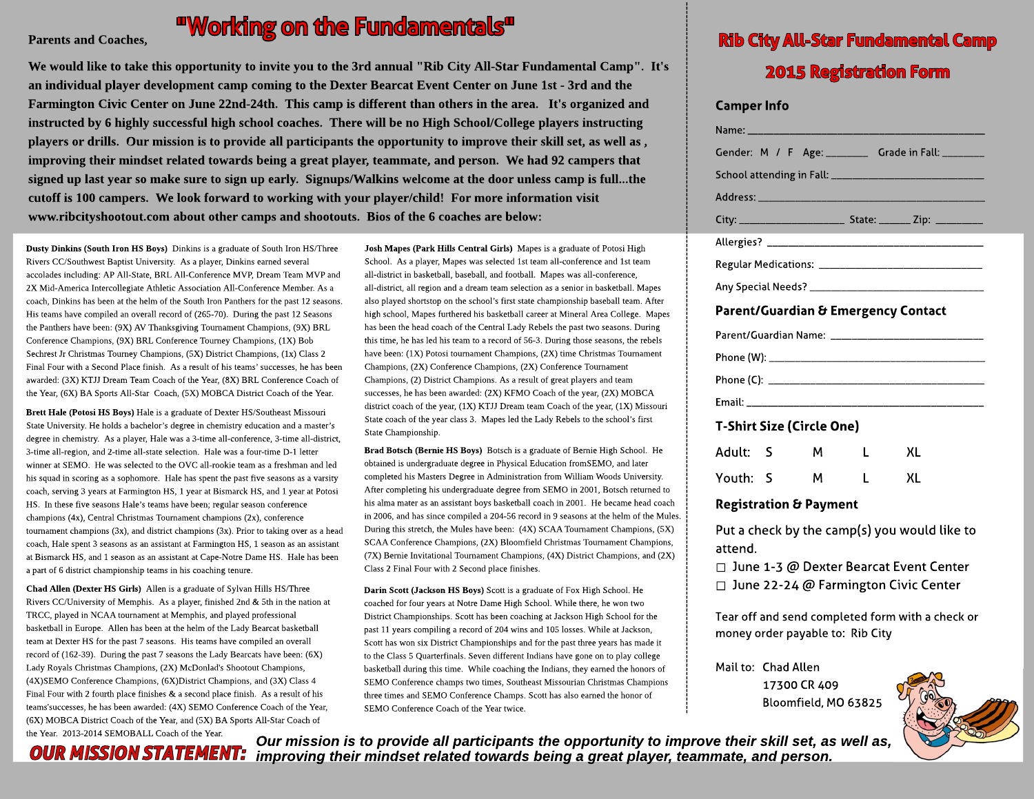# "Working on the Fundamentals"

Parents and Coaches,

**We would like to take this opportunity to invite you to the 3rd annual "Rib City All-Star Fundamental Camp". It's an individual player development camp coming to the Dexter Bearcat Event Center on June 1st - 3rd and the Farmington Civic Center on June 22nd-24th. This camp is different than others in the area. It's organized and instructed by 6 highly successful high school coaches. There will be no High School/College players instructing players or drills. Our mission is to provide all participants the opportunity to improve their skill set, as well as , improving their mindset related towards being a great player, teammate, and person. We had 92 campers that signed up last year so make sure to sign up early. Signups/Walkins welcome at the door unless camp is full...the cutoff is 100 campers. We look forward to working with your player/child! For more information visit www.ribcityshootout.com about other camps and shootouts. Bios of the 6 coaches are below:**

**Dusty Dinkins (South Iron HS Boys)** Dinkins is a graduate of South Iron HS/Three Rivers CC/Southwest Baptist University. As a player, Dinkins earned several accolades including: AP All-State, BRL All-Conference MVP, Dream Team MVP and 2X Mid-America Intercollegiate Athletic Association All-Conference Member. As a coach, Dinkins has been at the helm of the South Iron Panthers for the past 12 seasons. His teams have compiled an overall record of (265-70). During the past 12 Seasons the Panthers have been: (9X) AV Thanksgiving Tournament Champions, (9X) BRL Conference Champions, (9X) BRL Conference Tourney Champions, (1X) Bob Sechrest Jr Christmas Tourney Champions, (5X) District Champions, (1x) Class 2 Final Four with a Second Place finish. As a result of his teams' successes, he has been awarded: (3X) KTJJ Dream Team Coach of the Year, (8X) BRL Conference Coach of the Year, (6X) BA Sports All-Star Coach, (5X) MOBCA District Coach of the Year.

**Brett Hale (Potosi HS Boys)** Hale is a graduate of Dexter HS/Southeast Missouri State University. He holds a bachelor's degree in chemistry education and a master's degree in chemistry. As a player, Hale was a 3-time all-conference, 3-time all-district, 3-time all-region, and 2-time all-state selection. Hale was a four-time D-1 letter winner at SEMO. He was selected to the OVC all-rookie team as a freshman and led his squad in scoring as a sophomore. Hale has spent the past five seasons as a varsity coach, serving 3 years at Farmington HS, 1 year at Bismarck HS, and 1 year at Potosi HS. In these five seasons Hale's teams have been; regular season conference champions (4x), Central Christmas Tournament champions (2x), conference tournament champions (3x), and district champions (3x). Prior to taking over as a head coach, Hale spent 3 seasons as an assistant at Farmington HS, 1 season as an assistant at Bismarck HS, and 1 season as an assistant at Cape-Notre Dame HS. Hale has been a part of 6 district championship teams in his coaching tenure.

**Chad Allen (Dexter HS Girls)** Allen is a graduate of Sylvan Hills HS/Three Rivers CC/University of Memphis. As a player, finished 2nd & 5th in the nation at TRCC, played in NCAA tournament at Memphis, and played professional basketball in Europe. Allen has been at the helm of the Lady Bearcat basketball team at Dexter HS for the past 7 seasons. His teams have compiled an overall record of (162-39). During the past 7 seasons the Lady Bearcats have been: (6X) Lady Royals Christmas Champions, (2X) McDonlad's Shootout Champions, (4X)SEMO Conference Champions, (6X)District Champions, and (3X) Class 4 Final Four with 2 fourth place finishes & a second place finish. As a result of his teams'successes, he has been awarded: (4X) SEMO Conference Coach of the Year, (6X) MOBCA District Coach of the Year, and (5X) BA Sports All-Star Coach of the Year. 2013-2014 SEMOBALL Coach of the Year.

**Josh Mapes (Park Hills Central Girls)** Mapes is a graduate of Potosi High School. As a player, Mapes was selected 1st team all-conference and 1st team all-district in basketball, baseball, and football. Mapes was all-conference, all-district, all region and a dream team selection as a senior in basketball. Mapes also played shortstop on the school's first state championship baseball team. After high school, Mapes furthered his basketball career at Mineral Area College. Mapes has been the head coach of the Central Lady Rebels the past two seasons. During this time, he has led his team to a record of 56-3. During those seasons, the rebels have been: (1X) Potosi tournament Champions, (2X) time Christmas Tournament Champions, (2X) Conference Champions, (2X) Conference Tournament Champions, (2) District Champions. As a result of great players and team successes, he has been awarded: (2X) KFMO Coach of the year, (2X) MOBCA district coach of the year, (1X) KTJJ Dream team Coach of the year, (1X) Missouri State coach of the year class 3. Mapes led the Lady Rebels to the school's first State Championship.

**Brad Botsch (Bernie HS Boys)** Botsch is a graduate of Bernie High School. He obtained is undergraduate degree in Physical Education fromSEMO, and later completed his Masters Degree in Administration from William Woods University. After completing his undergraduate degree from SEMO in 2001, Botsch returned to his alma mater as an assistant boys basketball coach in 2001. He became head coach in 2006, and has since compiled a 204-56 record in 9 seasons at the helm of the Mules. During this stretch, the Mules have been: (4X) SCAA Tournament Champions, (5X) SCAA Conference Champions, (2X) Bloomfield Christmas Tournament Champions, (7X) Bernie Invitational Tournament Champions, (4X) District Champions, and (2X) Class 2 Final Four with 2 Second place finishes.

**Darin Scott (Jackson HS Boys)** Scott is a graduate of Fox High School. He coached for four years at Notre Dame High School. While there, he won two District Championships. Scott has been coaching at Jackson High School for the past 11 years compiling a record of 204 wins and 105 losses. While at Jackson, Scott has won six District Championships and for the past three years has made it to the Class 5 Quarterfinals. Seven different Indians have gone on to play college basketball during this time. While coaching the Indians, they earned the honors of SEMO Conference champs two times, Southeast Missourian Christmas Champions three times and SEMO Conference Champs. Scott has also earned the honor of SEMO Conference Coach of the Year twice.

**OUR MISSION STATEMENT:** ***Our mission is to provide all participants the opportunity to improve their skill set, as well as, improving their mindset related towards being a great player, teammate, and person.***

---

# Rib City All-Star Fundamental Camp

# 2015 Registration Form

## Camper Info

Name: ____________________

Gender: M / F Age: ______ Grade in Fall: ______

School attending in Fall: ____________________

Address: ____________________

City: ____________ State: _____ Zip: ______

Allergies? ____________________

Regular Medications: ____________________

Any Special Needs? ____________________

## Parent/Guardian & Emergency Contact

Parent/Guardian Name: ____________________

Phone (W): ____________________

Phone (C): ____________________

Email: ____________________

## T-Shirt Size (Circle One)

Adult: S M L XL

Youth: S M L XL

## Registration & Payment

Put a check by the camp(s) you would like to attend.

☐ June 1-3 @ Dexter Bearcat Event Center
☐ June 22-24 @ Farmington Civic Center

Tear off and send completed form with a check or money order payable to: Rib City

Mail to: Chad Allen
17300 CR 409
Bloomfield, MO 63825